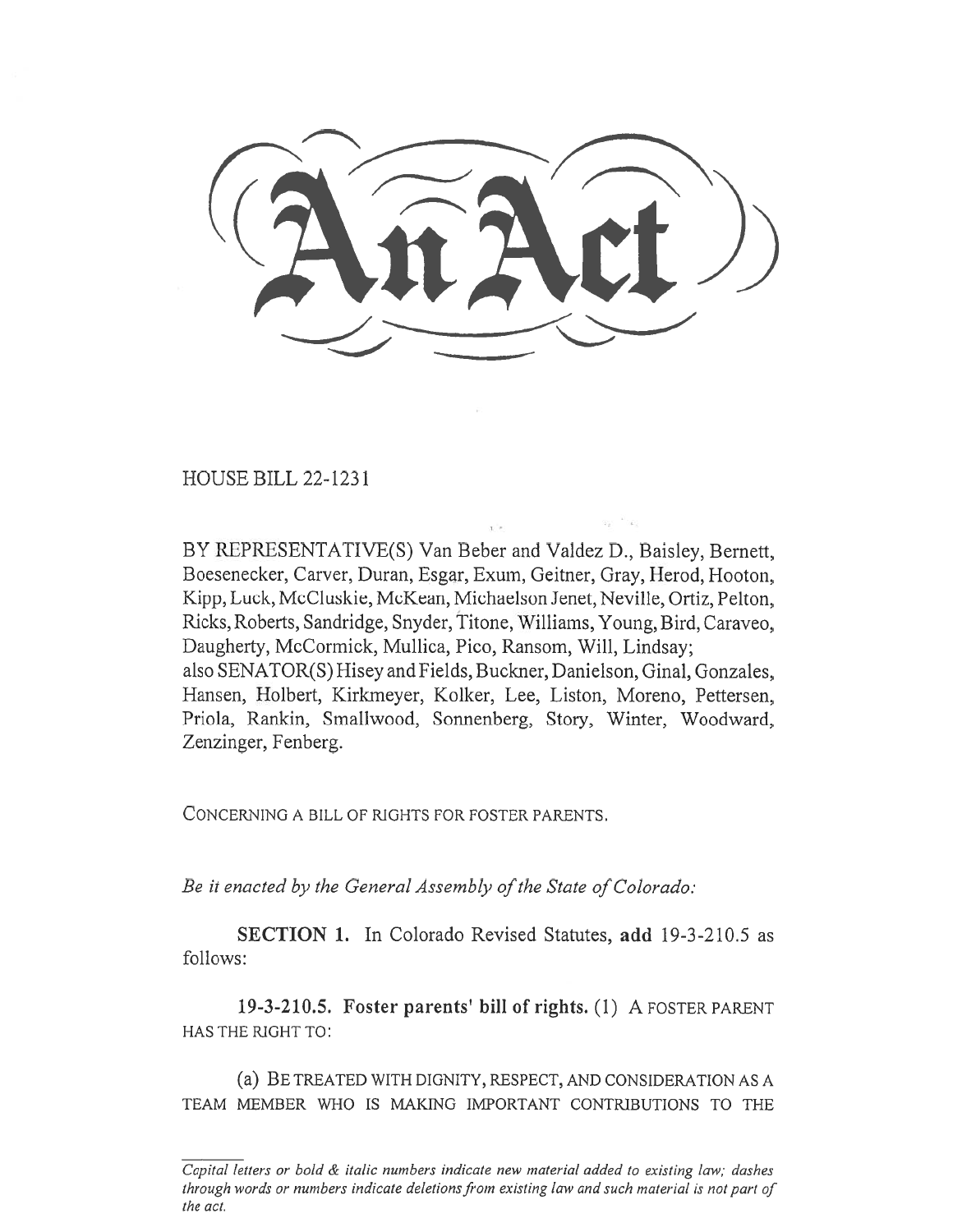# An Act

HOUSE BILL 22-1231

BY REPRESENTATIVE(S) Van Beber and Valdez D., Baisley, Bernett, Boesenecker, Carver, Duran, Esgar, Exum, Geitner, Gray, Herod, Hooton, Kipp, Luck, McCluskie, McKean, Michaelson Jenet, Neville, Ortiz, Pelton, Ricks, Roberts, Sandridge, Snyder, Titone, Williams, Young, Bird, Caraveo, Daugherty, McCormick, Mullica, Pico, Ransom, Will, Lindsay;
also SENATOR(S) Hisey and Fields, Buckner, Danielson, Ginal, Gonzales, Hansen, Holbert, Kirkmeyer, Kolker, Lee, Liston, Moreno, Pettersen, Priola, Rankin, Smallwood, Sonnenberg, Story, Winter, Woodward, Zenzinger, Fenberg.

CONCERNING A BILL OF RIGHTS FOR FOSTER PARENTS.

*Be it enacted by the General Assembly of the State of Colorado:*

**SECTION 1.** In Colorado Revised Statutes, **add** 19-3-210.5 as follows:

**19-3-210.5. Foster parents' bill of rights.** (1) A FOSTER PARENT HAS THE RIGHT TO:

(a) BE TREATED WITH DIGNITY, RESPECT, AND CONSIDERATION AS A TEAM MEMBER WHO IS MAKING IMPORTANT CONTRIBUTIONS TO THE

*Capital letters or bold & italic numbers indicate new material added to existing law; dashes through words or numbers indicate deletions from existing law and such material is not part of the act.*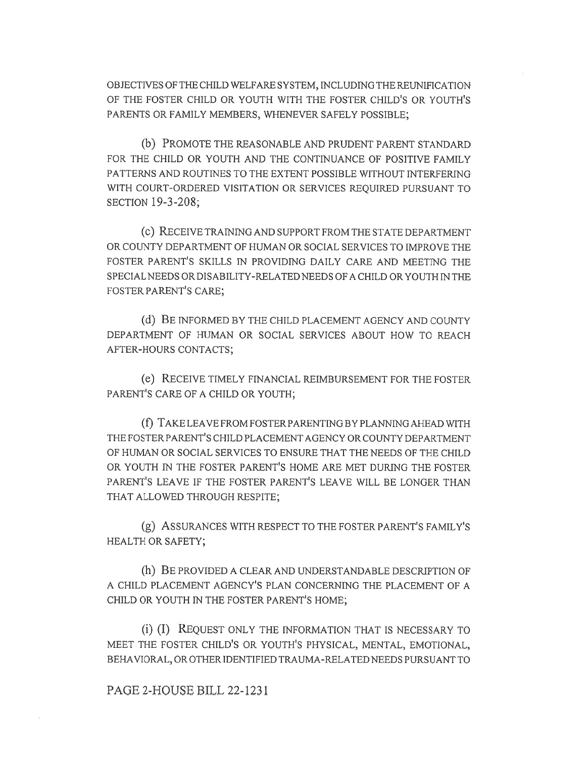OBJECTIVES OF THE CHILD WELFARE SYSTEM, INCLUDING THE REUNIFICATION OF THE FOSTER CHILD OR YOUTH WITH THE FOSTER CHILD'S OR YOUTH'S PARENTS OR FAMILY MEMBERS, WHENEVER SAFELY POSSIBLE;

(b) PROMOTE THE REASONABLE AND PRUDENT PARENT STANDARD FOR THE CHILD OR YOUTH AND THE CONTINUANCE OF POSITIVE FAMILY PATTERNS AND ROUTINES TO THE EXTENT POSSIBLE WITHOUT INTERFERING WITH COURT-ORDERED VISITATION OR SERVICES REQUIRED PURSUANT TO SECTION 19-3-208;

(c) RECEIVE TRAINING AND SUPPORT FROM THE STATE DEPARTMENT OR COUNTY DEPARTMENT OF HUMAN OR SOCIAL SERVICES TO IMPROVE THE FOSTER PARENT'S SKILLS IN PROVIDING DAILY CARE AND MEETING THE SPECIAL NEEDS OR DISABILITY-RELATED NEEDS OF A CHILD OR YOUTH IN THE FOSTER PARENT'S CARE;

(d) BE INFORMED BY THE CHILD PLACEMENT AGENCY AND COUNTY DEPARTMENT OF HUMAN OR SOCIAL SERVICES ABOUT HOW TO REACH AFTER-HOURS CONTACTS;

(e) RECEIVE TIMELY FINANCIAL REIMBURSEMENT FOR THE FOSTER PARENT'S CARE OF A CHILD OR YOUTH;

(f) TAKE LEAVE FROM FOSTER PARENTING BY PLANNING AHEAD WITH THE FOSTER PARENT'S CHILD PLACEMENT AGENCY OR COUNTY DEPARTMENT OF HUMAN OR SOCIAL SERVICES TO ENSURE THAT THE NEEDS OF THE CHILD OR YOUTH IN THE FOSTER PARENT'S HOME ARE MET DURING THE FOSTER PARENT'S LEAVE IF THE FOSTER PARENT'S LEAVE WILL BE LONGER THAN THAT ALLOWED THROUGH RESPITE;

(g) ASSURANCES WITH RESPECT TO THE FOSTER PARENT'S FAMILY'S HEALTH OR SAFETY;

(h) BE PROVIDED A CLEAR AND UNDERSTANDABLE DESCRIPTION OF A CHILD PLACEMENT AGENCY'S PLAN CONCERNING THE PLACEMENT OF A CHILD OR YOUTH IN THE FOSTER PARENT'S HOME;

(i) (I) REQUEST ONLY THE INFORMATION THAT IS NECESSARY TO MEET THE FOSTER CHILD'S OR YOUTH'S PHYSICAL, MENTAL, EMOTIONAL, BEHAVIORAL, OR OTHER IDENTIFIED TRAUMA-RELATED NEEDS PURSUANT TO

PAGE 2-HOUSE BILL 22-1231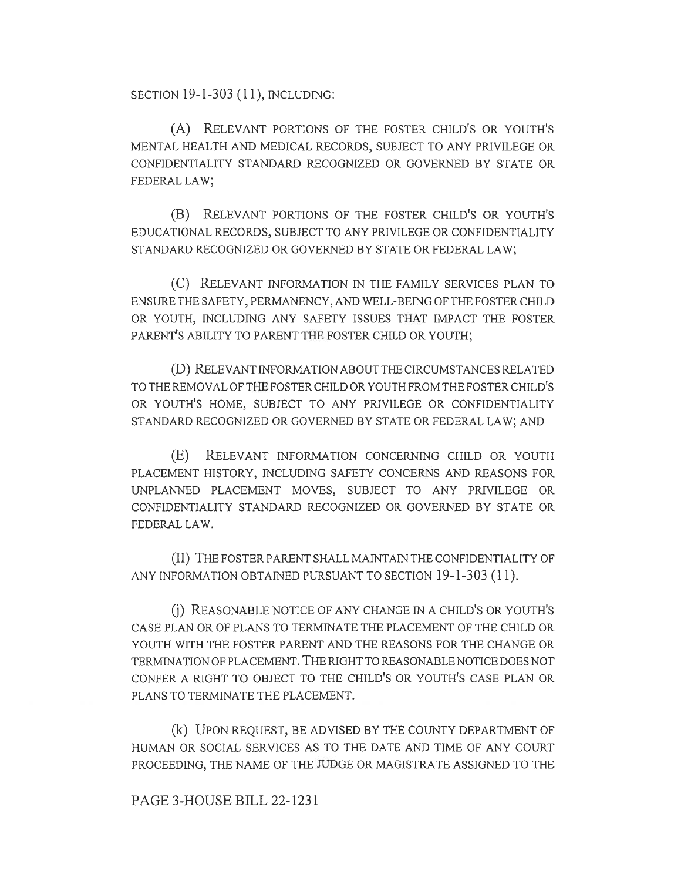SECTION 19-1-303 (11), INCLUDING:

(A) RELEVANT PORTIONS OF THE FOSTER CHILD'S OR YOUTH'S MENTAL HEALTH AND MEDICAL RECORDS, SUBJECT TO ANY PRIVILEGE OR CONFIDENTIALITY STANDARD RECOGNIZED OR GOVERNED BY STATE OR FEDERAL LAW;

(B) RELEVANT PORTIONS OF THE FOSTER CHILD'S OR YOUTH'S EDUCATIONAL RECORDS, SUBJECT TO ANY PRIVILEGE OR CONFIDENTIALITY STANDARD RECOGNIZED OR GOVERNED BY STATE OR FEDERAL LAW;

(C) RELEVANT INFORMATION IN THE FAMILY SERVICES PLAN TO ENSURE THE SAFETY, PERMANENCY, AND WELL-BEING OF THE FOSTER CHILD OR YOUTH, INCLUDING ANY SAFETY ISSUES THAT IMPACT THE FOSTER PARENT'S ABILITY TO PARENT THE FOSTER CHILD OR YOUTH;

(D) RELEVANT INFORMATION ABOUT THE CIRCUMSTANCES RELATED TO THE REMOVAL OF THE FOSTER CHILD OR YOUTH FROM THE FOSTER CHILD'S OR YOUTH'S HOME, SUBJECT TO ANY PRIVILEGE OR CONFIDENTIALITY STANDARD RECOGNIZED OR GOVERNED BY STATE OR FEDERAL LAW; AND

(E) RELEVANT INFORMATION CONCERNING CHILD OR YOUTH PLACEMENT HISTORY, INCLUDING SAFETY CONCERNS AND REASONS FOR UNPLANNED PLACEMENT MOVES, SUBJECT TO ANY PRIVILEGE OR CONFIDENTIALITY STANDARD RECOGNIZED OR GOVERNED BY STATE OR FEDERAL LAW.

(II) THE FOSTER PARENT SHALL MAINTAIN THE CONFIDENTIALITY OF ANY INFORMATION OBTAINED PURSUANT TO SECTION 19-1-303 (11).

(j) REASONABLE NOTICE OF ANY CHANGE IN A CHILD'S OR YOUTH'S CASE PLAN OR OF PLANS TO TERMINATE THE PLACEMENT OF THE CHILD OR YOUTH WITH THE FOSTER PARENT AND THE REASONS FOR THE CHANGE OR TERMINATION OF PLACEMENT. THE RIGHT TO REASONABLE NOTICE DOES NOT CONFER A RIGHT TO OBJECT TO THE CHILD'S OR YOUTH'S CASE PLAN OR PLANS TO TERMINATE THE PLACEMENT.

(k) UPON REQUEST, BE ADVISED BY THE COUNTY DEPARTMENT OF HUMAN OR SOCIAL SERVICES AS TO THE DATE AND TIME OF ANY COURT PROCEEDING, THE NAME OF THE JUDGE OR MAGISTRATE ASSIGNED TO THE

PAGE 3-HOUSE BILL 22-1231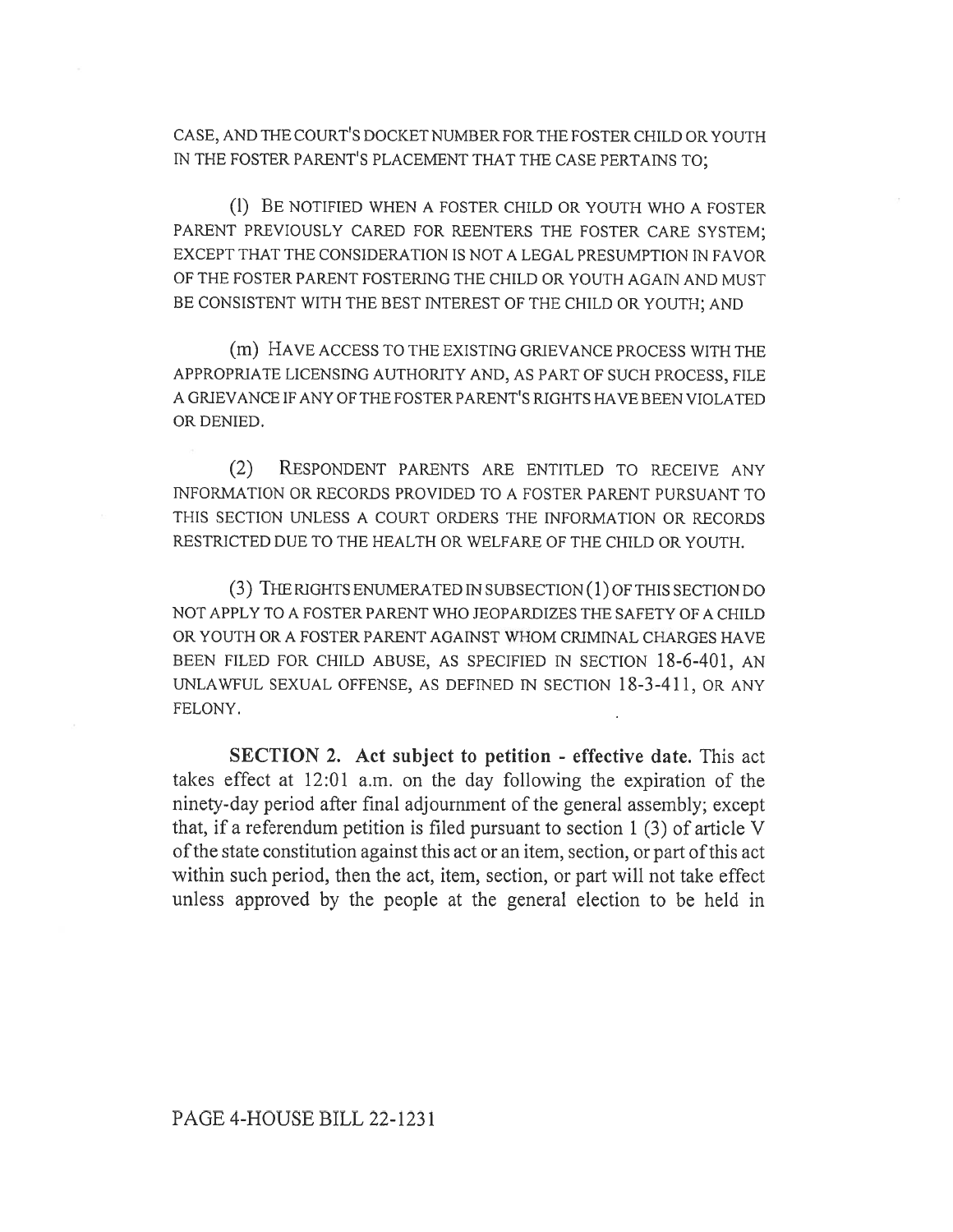CASE, AND THE COURT'S DOCKET NUMBER FOR THE FOSTER CHILD OR YOUTH IN THE FOSTER PARENT'S PLACEMENT THAT THE CASE PERTAINS TO;

(l) BE NOTIFIED WHEN A FOSTER CHILD OR YOUTH WHO A FOSTER PARENT PREVIOUSLY CARED FOR REENTERS THE FOSTER CARE SYSTEM; EXCEPT THAT THE CONSIDERATION IS NOT A LEGAL PRESUMPTION IN FAVOR OF THE FOSTER PARENT FOSTERING THE CHILD OR YOUTH AGAIN AND MUST BE CONSISTENT WITH THE BEST INTEREST OF THE CHILD OR YOUTH; AND

(m) HAVE ACCESS TO THE EXISTING GRIEVANCE PROCESS WITH THE APPROPRIATE LICENSING AUTHORITY AND, AS PART OF SUCH PROCESS, FILE A GRIEVANCE IF ANY OF THE FOSTER PARENT'S RIGHTS HAVE BEEN VIOLATED OR DENIED.

(2) RESPONDENT PARENTS ARE ENTITLED TO RECEIVE ANY INFORMATION OR RECORDS PROVIDED TO A FOSTER PARENT PURSUANT TO THIS SECTION UNLESS A COURT ORDERS THE INFORMATION OR RECORDS RESTRICTED DUE TO THE HEALTH OR WELFARE OF THE CHILD OR YOUTH.

(3) THE RIGHTS ENUMERATED IN SUBSECTION (1) OF THIS SECTION DO NOT APPLY TO A FOSTER PARENT WHO JEOPARDIZES THE SAFETY OF A CHILD OR YOUTH OR A FOSTER PARENT AGAINST WHOM CRIMINAL CHARGES HAVE BEEN FILED FOR CHILD ABUSE, AS SPECIFIED IN SECTION 18-6-401, AN UNLAWFUL SEXUAL OFFENSE, AS DEFINED IN SECTION 18-3-411, OR ANY FELONY.

**SECTION 2. Act subject to petition - effective date.** This act takes effect at 12:01 a.m. on the day following the expiration of the ninety-day period after final adjournment of the general assembly; except that, if a referendum petition is filed pursuant to section 1 (3) of article V of the state constitution against this act or an item, section, or part of this act within such period, then the act, item, section, or part will not take effect unless approved by the people at the general election to be held in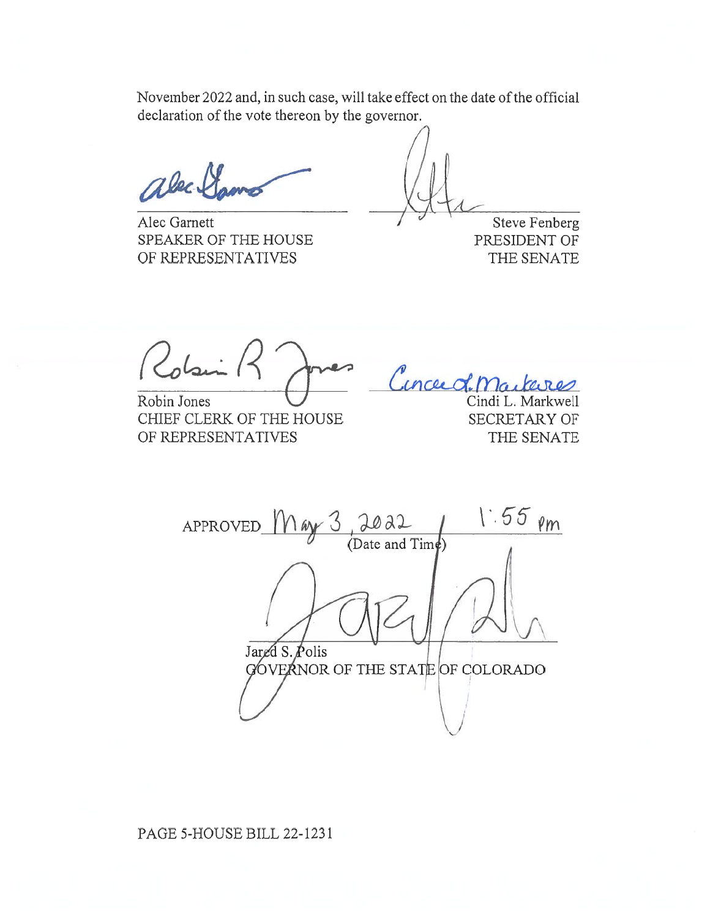November 2022 and, in such case, will take effect on the date of the official declaration of the vote thereon by the governor.

Alec Garnett
SPEAKER OF THE HOUSE
OF REPRESENTATIVES

Steve Fenberg
PRESIDENT OF
THE SENATE

Robin Jones
CHIEF CLERK OF THE HOUSE
OF REPRESENTATIVES

Cindi L. Markwell
SECRETARY OF
THE SENATE

APPROVED May 3, 2022 1:55 pm
(Date and Time)

Jared S. Polis
GOVERNOR OF THE STATE OF COLORADO

PAGE 5-HOUSE BILL 22-1231